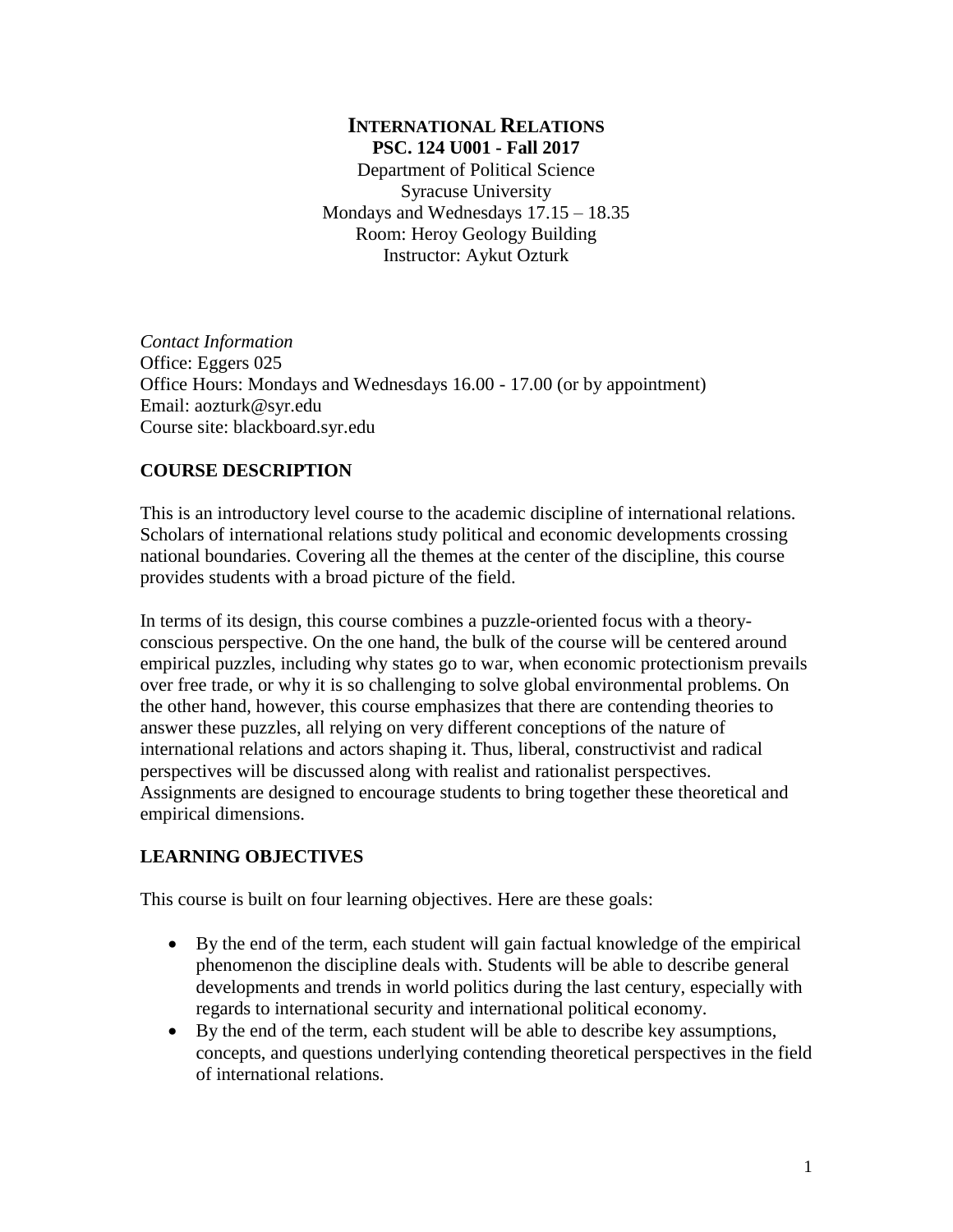# INTERNATIONAL RELATIONS

**PSC. 124 U001 - Fall 2017**

Department of Political Science
Syracuse University
Mondays and Wednesdays 17.15 – 18.35
Room: Heroy Geology Building
Instructor: Aykut Ozturk

*Contact Information*
Office: Eggers 025
Office Hours: Mondays and Wednesdays 16.00 - 17.00 (or by appointment)
Email: aozturk@syr.edu
Course site: blackboard.syr.edu

## COURSE DESCRIPTION

This is an introductory level course to the academic discipline of international relations. Scholars of international relations study political and economic developments crossing national boundaries. Covering all the themes at the center of the discipline, this course provides students with a broad picture of the field.

In terms of its design, this course combines a puzzle-oriented focus with a theory-conscious perspective. On the one hand, the bulk of the course will be centered around empirical puzzles, including why states go to war, when economic protectionism prevails over free trade, or why it is so challenging to solve global environmental problems. On the other hand, however, this course emphasizes that there are contending theories to answer these puzzles, all relying on very different conceptions of the nature of international relations and actors shaping it. Thus, liberal, constructivist and radical perspectives will be discussed along with realist and rationalist perspectives. Assignments are designed to encourage students to bring together these theoretical and empirical dimensions.

## LEARNING OBJECTIVES

This course is built on four learning objectives. Here are these goals:

- By the end of the term, each student will gain factual knowledge of the empirical phenomenon the discipline deals with. Students will be able to describe general developments and trends in world politics during the last century, especially with regards to international security and international political economy.
- By the end of the term, each student will be able to describe key assumptions, concepts, and questions underlying contending theoretical perspectives in the field of international relations.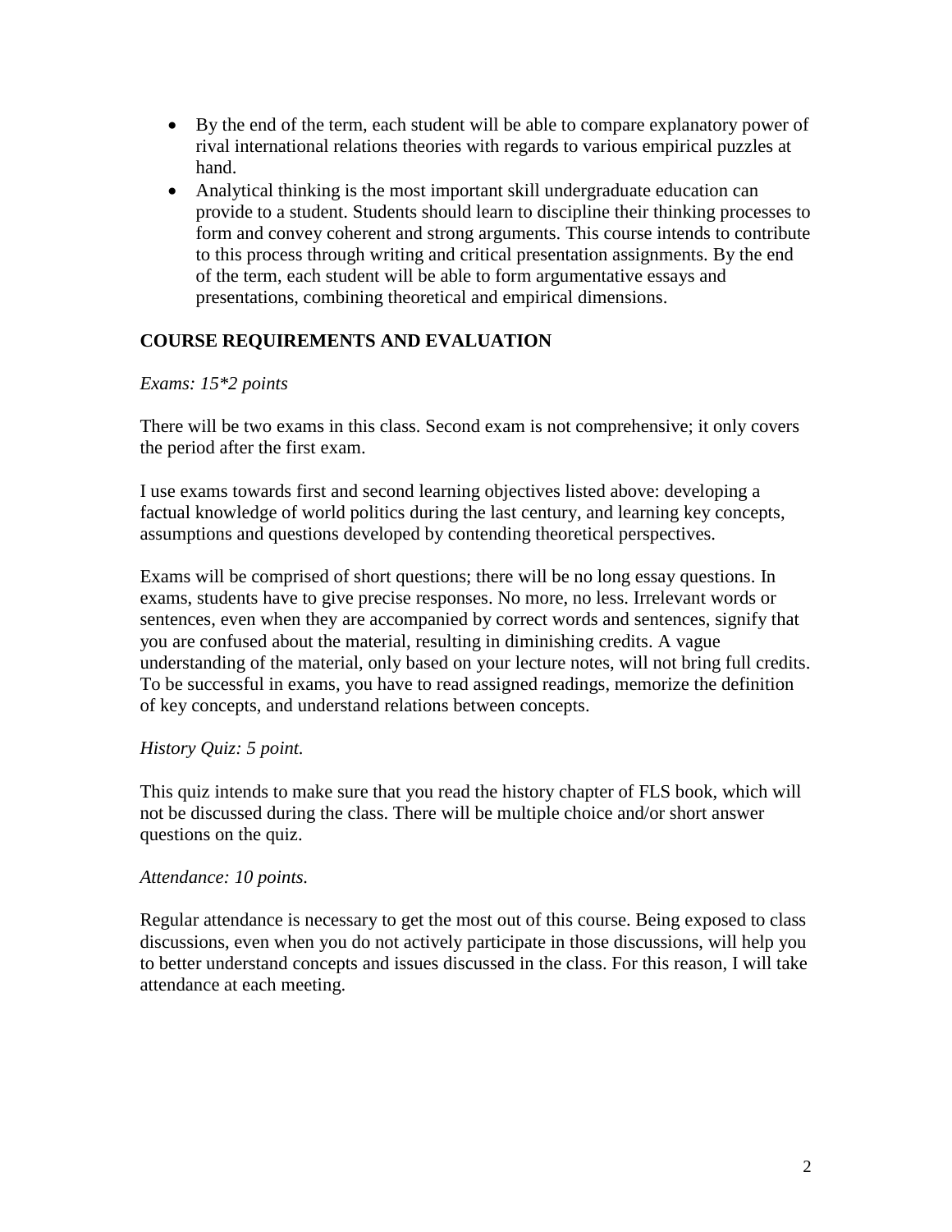- By the end of the term, each student will be able to compare explanatory power of rival international relations theories with regards to various empirical puzzles at hand.
- Analytical thinking is the most important skill undergraduate education can provide to a student. Students should learn to discipline their thinking processes to form and convey coherent and strong arguments. This course intends to contribute to this process through writing and critical presentation assignments. By the end of the term, each student will be able to form argumentative essays and presentations, combining theoretical and empirical dimensions.

## COURSE REQUIREMENTS AND EVALUATION

*Exams: 15*2 points*

There will be two exams in this class. Second exam is not comprehensive; it only covers the period after the first exam.

I use exams towards first and second learning objectives listed above: developing a factual knowledge of world politics during the last century, and learning key concepts, assumptions and questions developed by contending theoretical perspectives.

Exams will be comprised of short questions; there will be no long essay questions. In exams, students have to give precise responses. No more, no less. Irrelevant words or sentences, even when they are accompanied by correct words and sentences, signify that you are confused about the material, resulting in diminishing credits. A vague understanding of the material, only based on your lecture notes, will not bring full credits. To be successful in exams, you have to read assigned readings, memorize the definition of key concepts, and understand relations between concepts.

*History Quiz: 5 point.*

This quiz intends to make sure that you read the history chapter of FLS book, which will not be discussed during the class. There will be multiple choice and/or short answer questions on the quiz.

*Attendance: 10 points.*

Regular attendance is necessary to get the most out of this course. Being exposed to class discussions, even when you do not actively participate in those discussions, will help you to better understand concepts and issues discussed in the class. For this reason, I will take attendance at each meeting.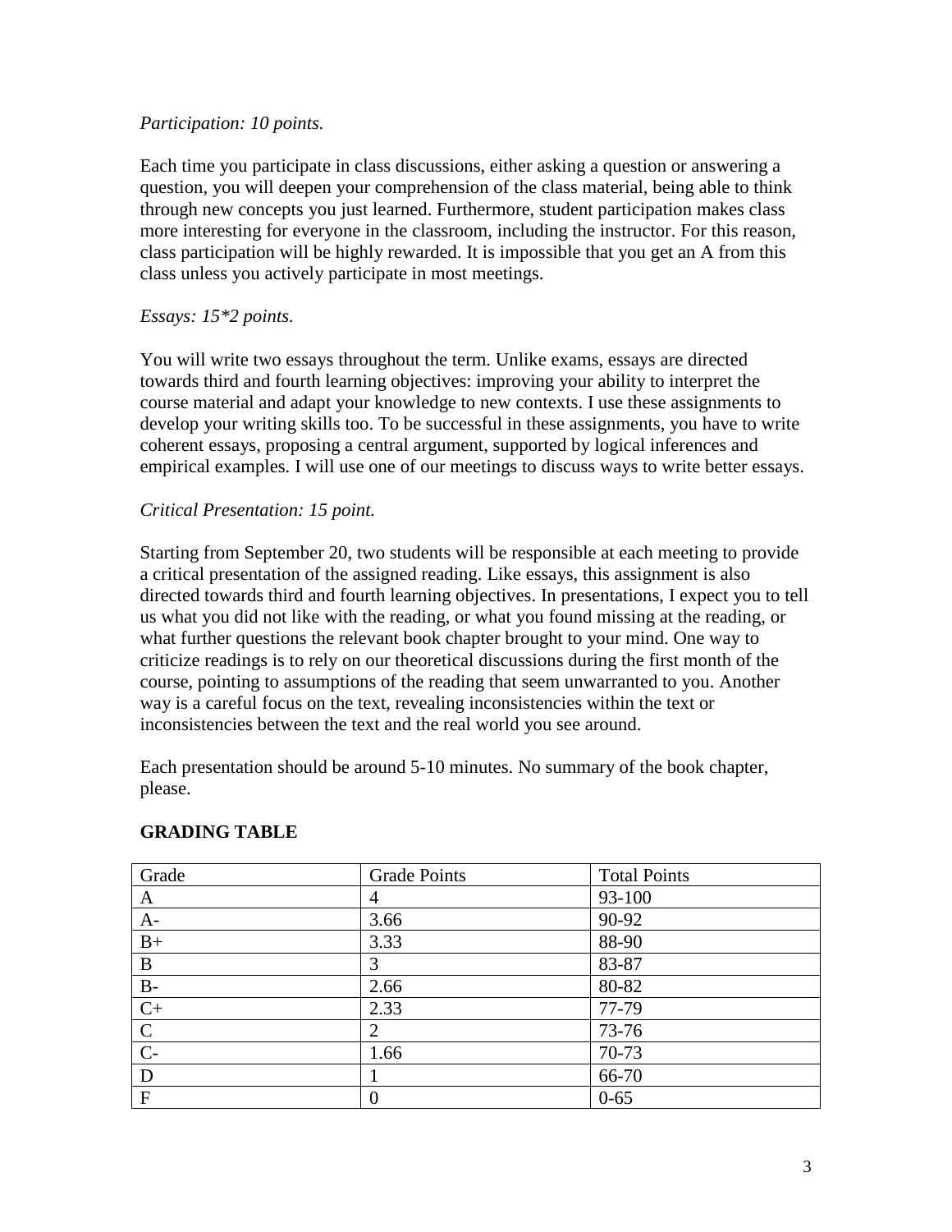*Participation: 10 points.*

Each time you participate in class discussions, either asking a question or answering a question, you will deepen your comprehension of the class material, being able to think through new concepts you just learned. Furthermore, student participation makes class more interesting for everyone in the classroom, including the instructor. For this reason, class participation will be highly rewarded. It is impossible that you get an A from this class unless you actively participate in most meetings.

*Essays: 15*2 points.*

You will write two essays throughout the term. Unlike exams, essays are directed towards third and fourth learning objectives: improving your ability to interpret the course material and adapt your knowledge to new contexts. I use these assignments to develop your writing skills too. To be successful in these assignments, you have to write coherent essays, proposing a central argument, supported by logical inferences and empirical examples. I will use one of our meetings to discuss ways to write better essays.

*Critical Presentation: 15 point.*

Starting from September 20, two students will be responsible at each meeting to provide a critical presentation of the assigned reading. Like essays, this assignment is also directed towards third and fourth learning objectives. In presentations, I expect you to tell us what you did not like with the reading, or what you found missing at the reading, or what further questions the relevant book chapter brought to your mind. One way to criticize readings is to rely on our theoretical discussions during the first month of the course, pointing to assumptions of the reading that seem unwarranted to you. Another way is a careful focus on the text, revealing inconsistencies within the text or inconsistencies between the text and the real world you see around.

Each presentation should be around 5-10 minutes. No summary of the book chapter, please.

**GRADING TABLE**

| Grade | Grade Points | Total Points |
|---|---|---|
| A | 4 | 93-100 |
| A- | 3.66 | 90-92 |
| B+ | 3.33 | 88-90 |
| B | 3 | 83-87 |
| B- | 2.66 | 80-82 |
| C+ | 2.33 | 77-79 |
| C | 2 | 73-76 |
| C- | 1.66 | 70-73 |
| D | 1 | 66-70 |
| F | 0 | 0-65 |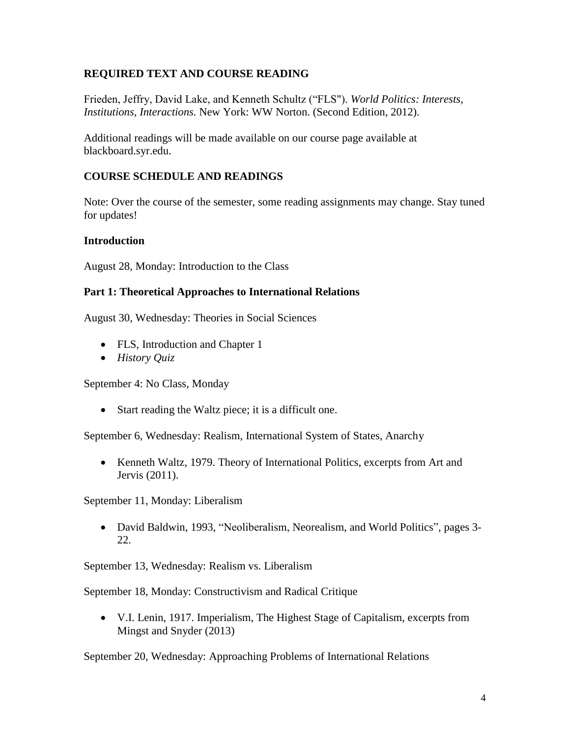## REQUIRED TEXT AND COURSE READING

Frieden, Jeffry, David Lake, and Kenneth Schultz ("FLS"). *World Politics: Interests, Institutions, Interactions.* New York: WW Norton. (Second Edition, 2012).

Additional readings will be made available on our course page available at blackboard.syr.edu.

## COURSE SCHEDULE AND READINGS

Note: Over the course of the semester, some reading assignments may change. Stay tuned for updates!

### Introduction

August 28, Monday: Introduction to the Class

### Part 1: Theoretical Approaches to International Relations

August 30, Wednesday: Theories in Social Sciences

- FLS, Introduction and Chapter 1
- *History Quiz*

September 4: No Class, Monday

- Start reading the Waltz piece; it is a difficult one.

September 6, Wednesday: Realism, International System of States, Anarchy

- Kenneth Waltz, 1979. Theory of International Politics, excerpts from Art and Jervis (2011).

September 11, Monday: Liberalism

- David Baldwin, 1993, "Neoliberalism, Neorealism, and World Politics", pages 3-22.

September 13, Wednesday: Realism vs. Liberalism

September 18, Monday: Constructivism and Radical Critique

- V.I. Lenin, 1917. Imperialism, The Highest Stage of Capitalism, excerpts from Mingst and Snyder (2013)

September 20, Wednesday: Approaching Problems of International Relations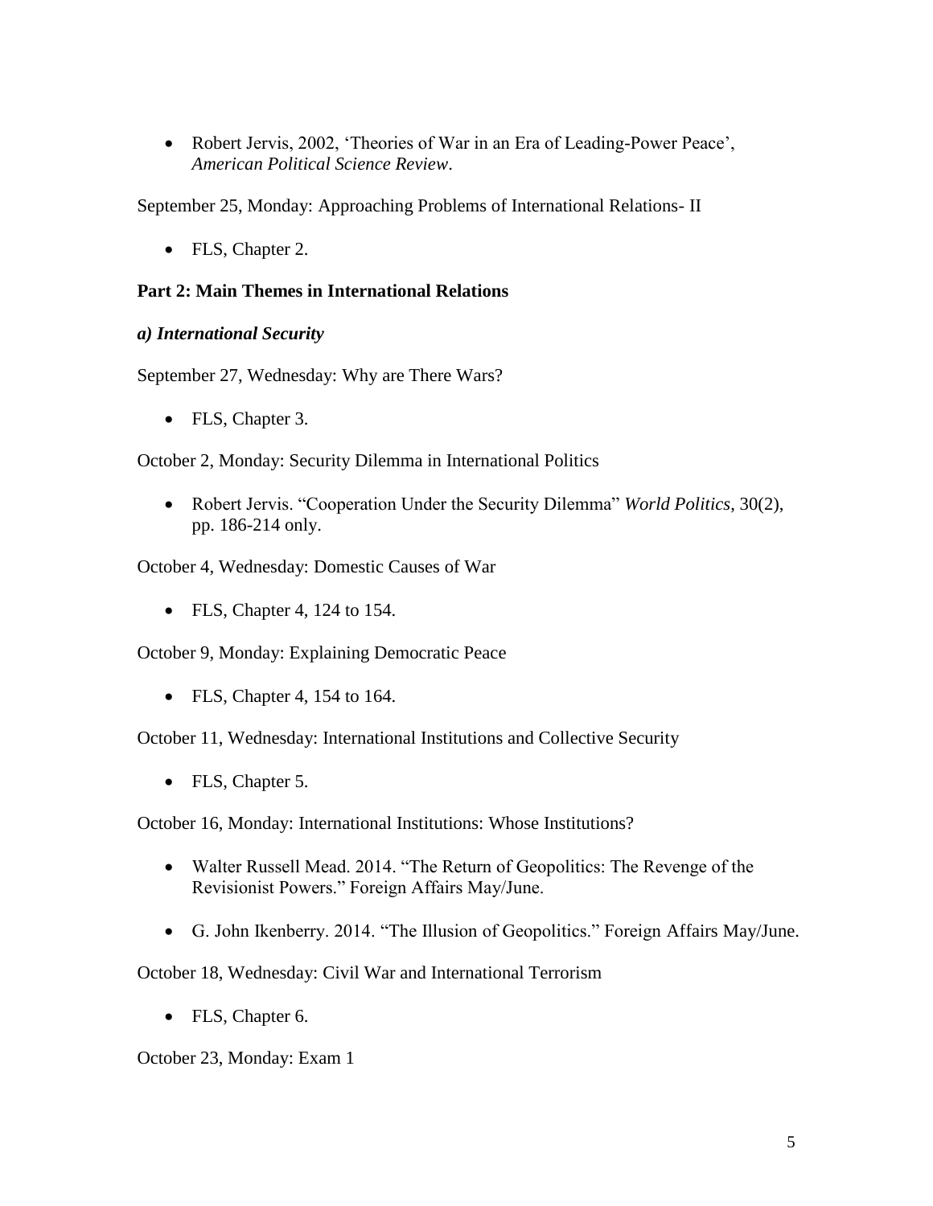- Robert Jervis, 2002, 'Theories of War in an Era of Leading-Power Peace', *American Political Science Review*.

September 25, Monday: Approaching Problems of International Relations- II

- FLS, Chapter 2.

**Part 2: Main Themes in International Relations**

***a) International Security***

September 27, Wednesday: Why are There Wars?

- FLS, Chapter 3.

October 2, Monday: Security Dilemma in International Politics

- Robert Jervis. "Cooperation Under the Security Dilemma" *World Politics*, 30(2), pp. 186-214 only.

October 4, Wednesday: Domestic Causes of War

- FLS, Chapter 4, 124 to 154.

October 9, Monday: Explaining Democratic Peace

- FLS, Chapter 4, 154 to 164.

October 11, Wednesday: International Institutions and Collective Security

- FLS, Chapter 5.

October 16, Monday: International Institutions: Whose Institutions?

- Walter Russell Mead. 2014. "The Return of Geopolitics: The Revenge of the Revisionist Powers." Foreign Affairs May/June.

- G. John Ikenberry. 2014. "The Illusion of Geopolitics." Foreign Affairs May/June.

October 18, Wednesday: Civil War and International Terrorism

- FLS, Chapter 6.

October 23, Monday: Exam 1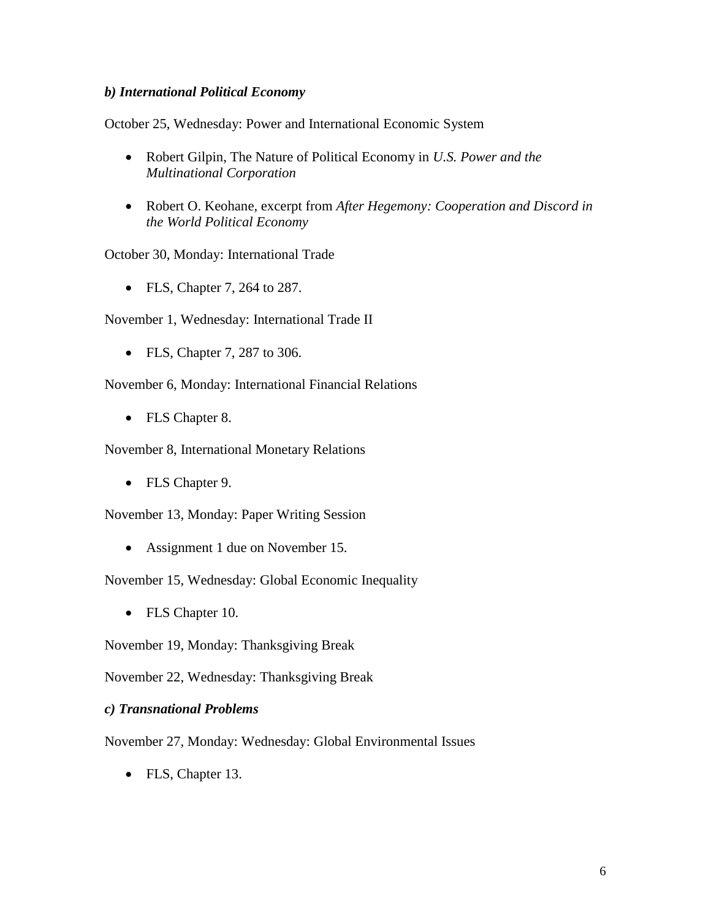### *b) International Political Economy*

October 25, Wednesday: Power and International Economic System

- Robert Gilpin, The Nature of Political Economy in *U.S. Power and the Multinational Corporation*
- Robert O. Keohane, excerpt from *After Hegemony: Cooperation and Discord in the World Political Economy*

October 30, Monday: International Trade

- FLS, Chapter 7, 264 to 287.

November 1, Wednesday: International Trade II

- FLS, Chapter 7, 287 to 306.

November 6, Monday: International Financial Relations

- FLS Chapter 8.

November 8, International Monetary Relations

- FLS Chapter 9.

November 13, Monday: Paper Writing Session

- Assignment 1 due on November 15.

November 15, Wednesday: Global Economic Inequality

- FLS Chapter 10.

November 19, Monday: Thanksgiving Break

November 22, Wednesday: Thanksgiving Break

### *c) Transnational Problems*

November 27, Monday: Wednesday: Global Environmental Issues

- FLS, Chapter 13.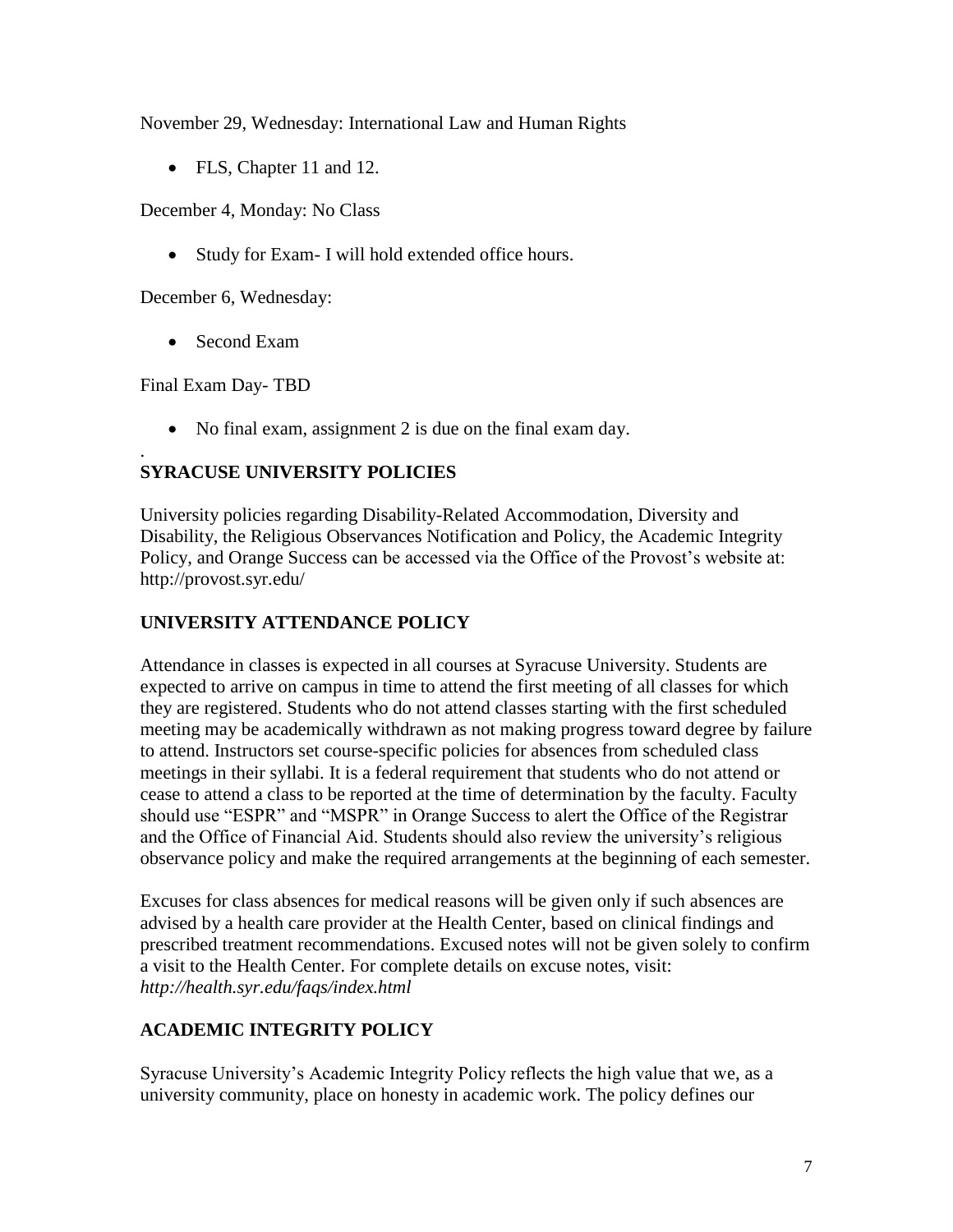November 29, Wednesday: International Law and Human Rights

- FLS, Chapter 11 and 12.

December 4, Monday: No Class

- Study for Exam- I will hold extended office hours.

December 6, Wednesday:

- Second Exam

Final Exam Day- TBD

- No final exam, assignment 2 is due on the final exam day.

.

## SYRACUSE UNIVERSITY POLICIES

University policies regarding Disability-Related Accommodation, Diversity and Disability, the Religious Observances Notification and Policy, the Academic Integrity Policy, and Orange Success can be accessed via the Office of the Provost's website at: http://provost.syr.edu/

## UNIVERSITY ATTENDANCE POLICY

Attendance in classes is expected in all courses at Syracuse University. Students are expected to arrive on campus in time to attend the first meeting of all classes for which they are registered. Students who do not attend classes starting with the first scheduled meeting may be academically withdrawn as not making progress toward degree by failure to attend. Instructors set course-specific policies for absences from scheduled class meetings in their syllabi. It is a federal requirement that students who do not attend or cease to attend a class to be reported at the time of determination by the faculty. Faculty should use "ESPR" and "MSPR" in Orange Success to alert the Office of the Registrar and the Office of Financial Aid. Students should also review the university's religious observance policy and make the required arrangements at the beginning of each semester.

Excuses for class absences for medical reasons will be given only if such absences are advised by a health care provider at the Health Center, based on clinical findings and prescribed treatment recommendations. Excused notes will not be given solely to confirm a visit to the Health Center. For complete details on excuse notes, visit: *http://health.syr.edu/faqs/index.html*

## ACADEMIC INTEGRITY POLICY

Syracuse University's Academic Integrity Policy reflects the high value that we, as a university community, place on honesty in academic work. The policy defines our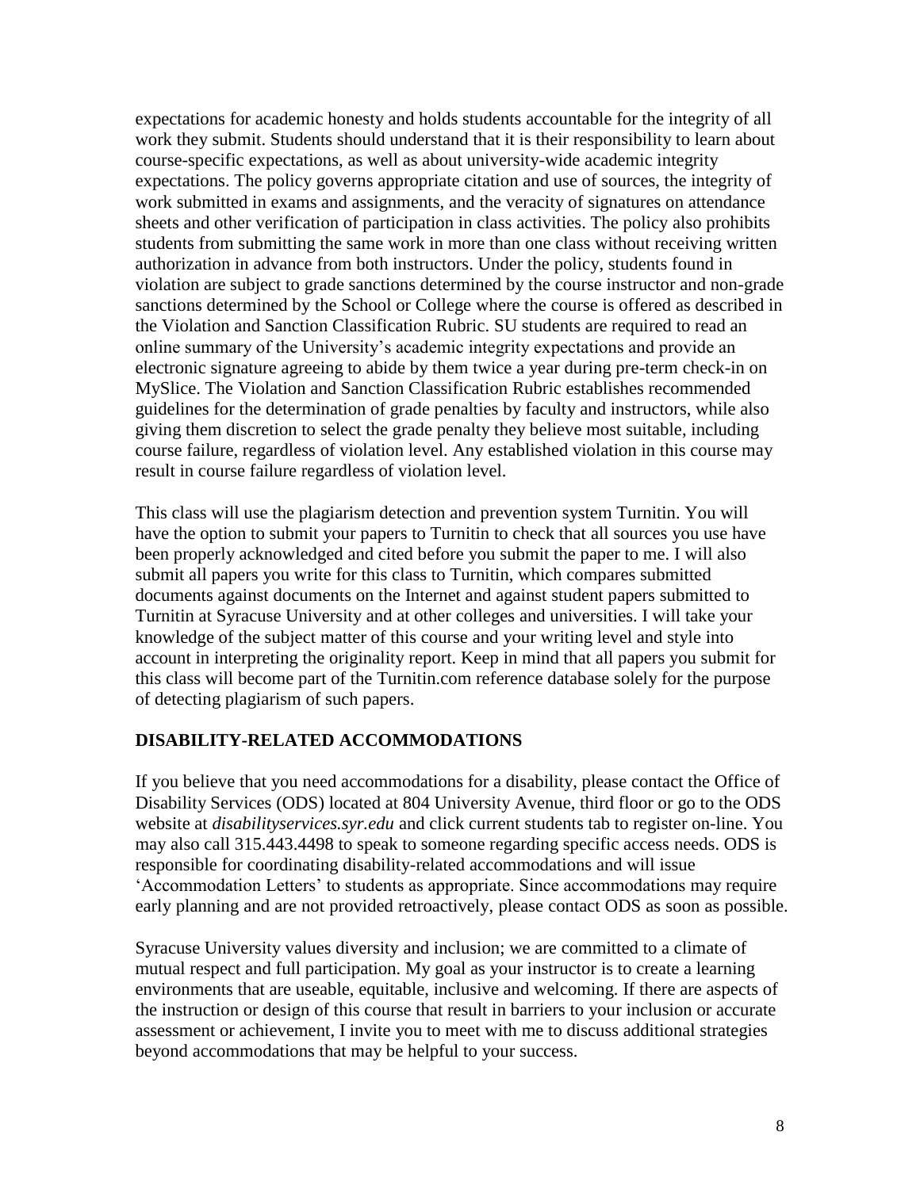expectations for academic honesty and holds students accountable for the integrity of all work they submit. Students should understand that it is their responsibility to learn about course-specific expectations, as well as about university-wide academic integrity expectations. The policy governs appropriate citation and use of sources, the integrity of work submitted in exams and assignments, and the veracity of signatures on attendance sheets and other verification of participation in class activities. The policy also prohibits students from submitting the same work in more than one class without receiving written authorization in advance from both instructors. Under the policy, students found in violation are subject to grade sanctions determined by the course instructor and non-grade sanctions determined by the School or College where the course is offered as described in the Violation and Sanction Classification Rubric. SU students are required to read an online summary of the University's academic integrity expectations and provide an electronic signature agreeing to abide by them twice a year during pre-term check-in on MySlice. The Violation and Sanction Classification Rubric establishes recommended guidelines for the determination of grade penalties by faculty and instructors, while also giving them discretion to select the grade penalty they believe most suitable, including course failure, regardless of violation level. Any established violation in this course may result in course failure regardless of violation level.

This class will use the plagiarism detection and prevention system Turnitin. You will have the option to submit your papers to Turnitin to check that all sources you use have been properly acknowledged and cited before you submit the paper to me. I will also submit all papers you write for this class to Turnitin, which compares submitted documents against documents on the Internet and against student papers submitted to Turnitin at Syracuse University and at other colleges and universities. I will take your knowledge of the subject matter of this course and your writing level and style into account in interpreting the originality report. Keep in mind that all papers you submit for this class will become part of the Turnitin.com reference database solely for the purpose of detecting plagiarism of such papers.

## DISABILITY-RELATED ACCOMMODATIONS

If you believe that you need accommodations for a disability, please contact the Office of Disability Services (ODS) located at 804 University Avenue, third floor or go to the ODS website at *disabilityservices.syr.edu* and click current students tab to register on-line. You may also call 315.443.4498 to speak to someone regarding specific access needs. ODS is responsible for coordinating disability-related accommodations and will issue 'Accommodation Letters' to students as appropriate. Since accommodations may require early planning and are not provided retroactively, please contact ODS as soon as possible.

Syracuse University values diversity and inclusion; we are committed to a climate of mutual respect and full participation. My goal as your instructor is to create a learning environments that are useable, equitable, inclusive and welcoming. If there are aspects of the instruction or design of this course that result in barriers to your inclusion or accurate assessment or achievement, I invite you to meet with me to discuss additional strategies beyond accommodations that may be helpful to your success.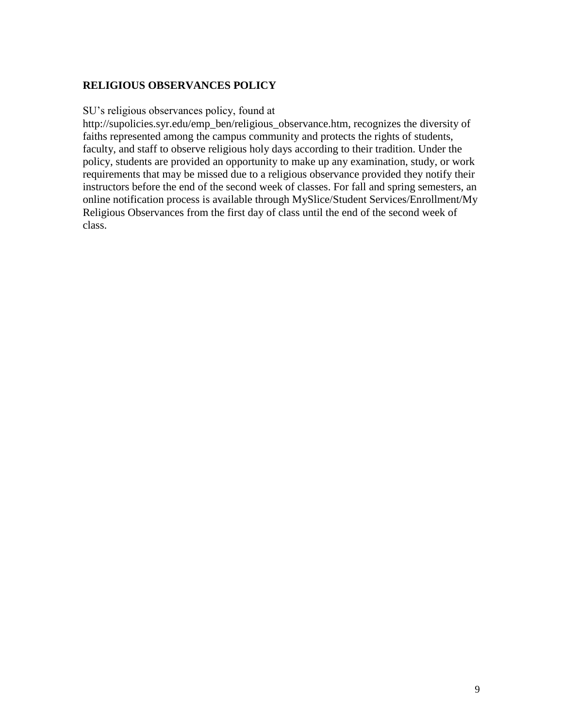**RELIGIOUS OBSERVANCES POLICY**

SU's religious observances policy, found at http://supolicies.syr.edu/emp_ben/religious_observance.htm, recognizes the diversity of faiths represented among the campus community and protects the rights of students, faculty, and staff to observe religious holy days according to their tradition. Under the policy, students are provided an opportunity to make up any examination, study, or work requirements that may be missed due to a religious observance provided they notify their instructors before the end of the second week of classes. For fall and spring semesters, an online notification process is available through MySlice/Student Services/Enrollment/My Religious Observances from the first day of class until the end of the second week of class.